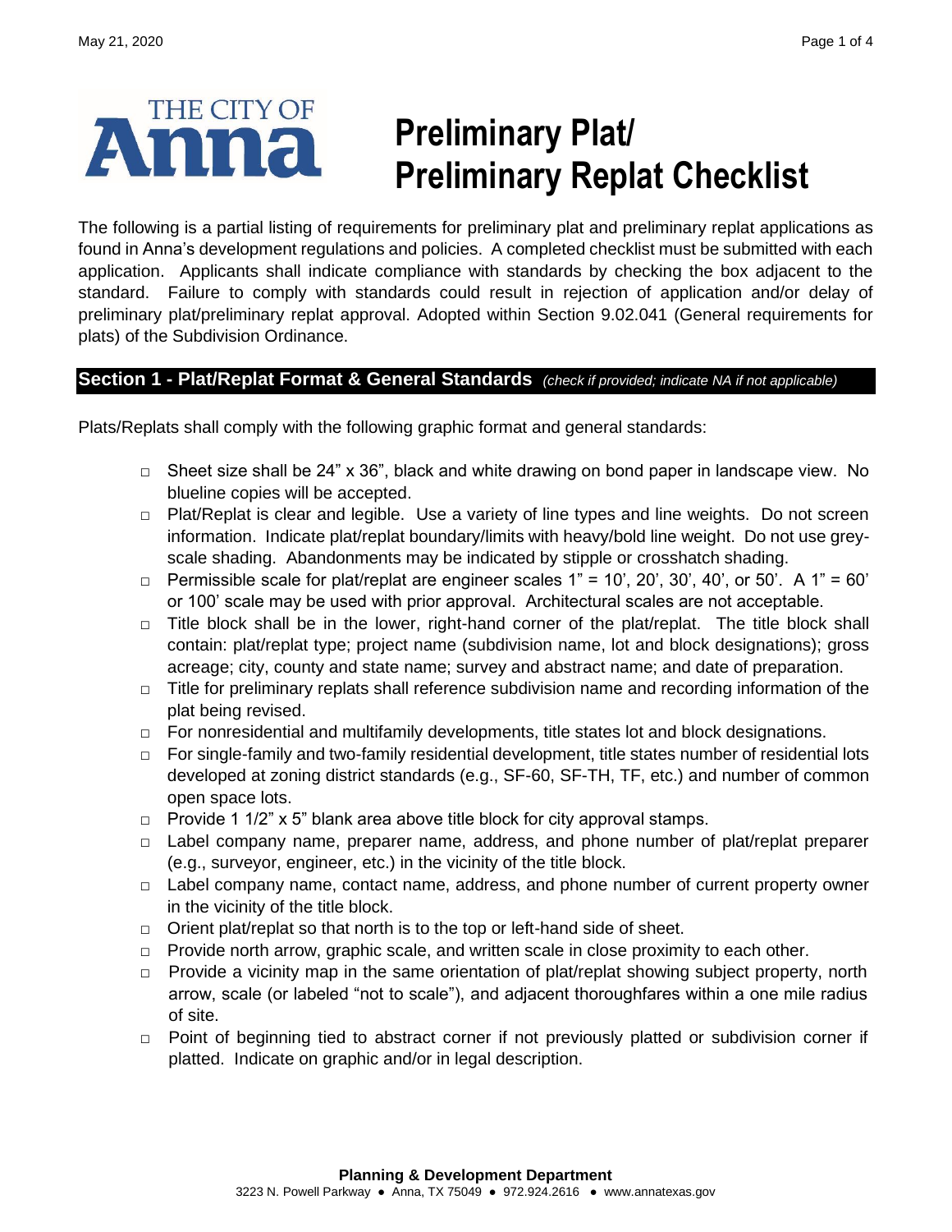# THE CITY OF Anna

# Preliminary Plat/ Preliminary Replat Checklist

The following is a partial listing of requirements for preliminary plat and preliminary replat applications as found in Anna's development regulations and policies. A completed checklist must be submitted with each application. Applicants shall indicate compliance with standards by checking the box adjacent to the standard. Failure to comply with standards could result in rejection of application and/or delay of preliminary plat/preliminary replat approval. Adopted within Section 9.02.041 (General requirements for plats) of the Subdivision Ordinance.

## Section 1 - Plat/Replat Format & General Standards *(check if provided; indicate NA if not applicable)*

Plats/Replats shall comply with the following graphic format and general standards:

- □ Sheet size shall be 24" x 36", black and white drawing on bond paper in landscape view. No blueline copies will be accepted.
- □ Plat/Replat is clear and legible. Use a variety of line types and line weights. Do not screen information. Indicate plat/replat boundary/limits with heavy/bold line weight. Do not use grey-scale shading. Abandonments may be indicated by stipple or crosshatch shading.
- □ Permissible scale for plat/replat are engineer scales 1" = 10', 20', 30', 40', or 50'. A 1" = 60' or 100' scale may be used with prior approval. Architectural scales are not acceptable.
- □ Title block shall be in the lower, right-hand corner of the plat/replat. The title block shall contain: plat/replat type; project name (subdivision name, lot and block designations); gross acreage; city, county and state name; survey and abstract name; and date of preparation.
- □ Title for preliminary replats shall reference subdivision name and recording information of the plat being revised.
- □ For nonresidential and multifamily developments, title states lot and block designations.
- □ For single-family and two-family residential development, title states number of residential lots developed at zoning district standards (e.g., SF-60, SF-TH, TF, etc.) and number of common open space lots.
- □ Provide 1 1/2" x 5" blank area above title block for city approval stamps.
- □ Label company name, preparer name, address, and phone number of plat/replat preparer (e.g., surveyor, engineer, etc.) in the vicinity of the title block.
- □ Label company name, contact name, address, and phone number of current property owner in the vicinity of the title block.
- □ Orient plat/replat so that north is to the top or left-hand side of sheet.
- □ Provide north arrow, graphic scale, and written scale in close proximity to each other.
- □ Provide a vicinity map in the same orientation of plat/replat showing subject property, north arrow, scale (or labeled "not to scale"), and adjacent thoroughfares within a one mile radius of site.
- □ Point of beginning tied to abstract corner if not previously platted or subdivision corner if platted. Indicate on graphic and/or in legal description.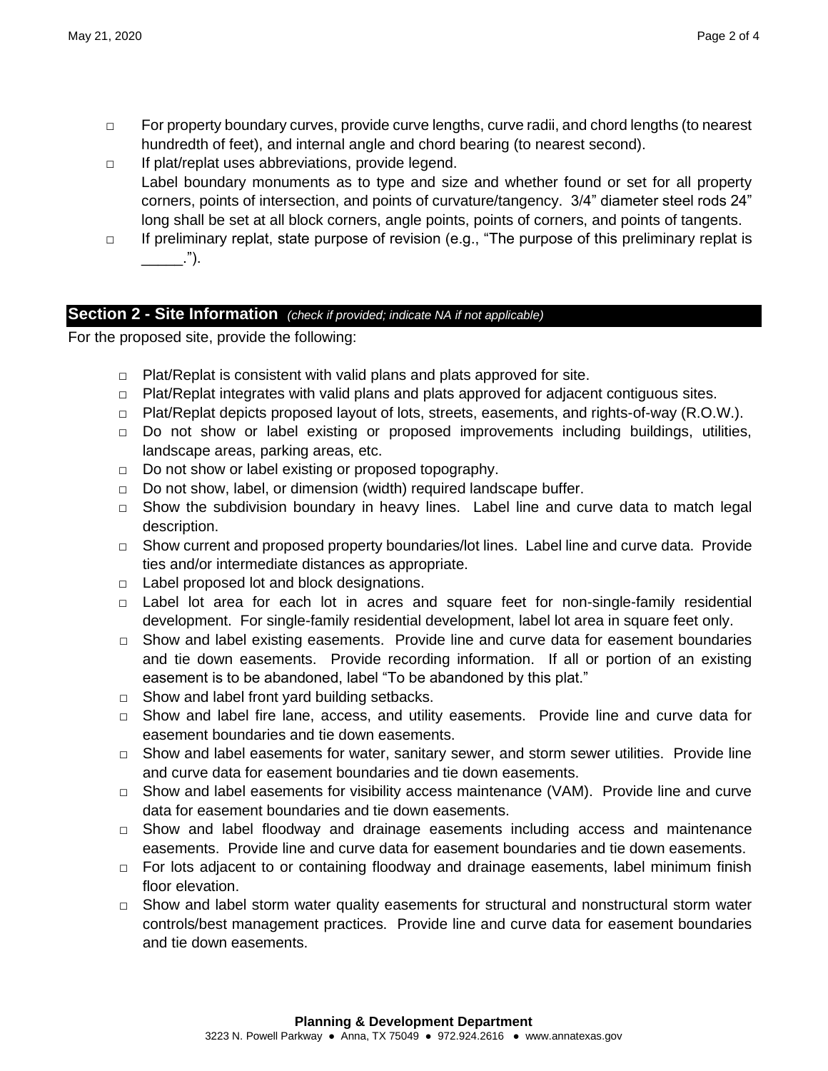- □ For property boundary curves, provide curve lengths, curve radii, and chord lengths (to nearest hundredth of feet), and internal angle and chord bearing (to nearest second).
- □ If plat/replat uses abbreviations, provide legend.
  Label boundary monuments as to type and size and whether found or set for all property corners, points of intersection, and points of curvature/tangency. 3/4" diameter steel rods 24" long shall be set at all block corners, angle points, points of corners, and points of tangents.
- □ If preliminary replat, state purpose of revision (e.g., "The purpose of this preliminary replat is _____.").

## Section 2 - Site Information *(check if provided; indicate NA if not applicable)*

For the proposed site, provide the following:

- □ Plat/Replat is consistent with valid plans and plats approved for site.
- □ Plat/Replat integrates with valid plans and plats approved for adjacent contiguous sites.
- □ Plat/Replat depicts proposed layout of lots, streets, easements, and rights-of-way (R.O.W.).
- □ Do not show or label existing or proposed improvements including buildings, utilities, landscape areas, parking areas, etc.
- □ Do not show or label existing or proposed topography.
- □ Do not show, label, or dimension (width) required landscape buffer.
- □ Show the subdivision boundary in heavy lines. Label line and curve data to match legal description.
- □ Show current and proposed property boundaries/lot lines. Label line and curve data. Provide ties and/or intermediate distances as appropriate.
- □ Label proposed lot and block designations.
- □ Label lot area for each lot in acres and square feet for non-single-family residential development. For single-family residential development, label lot area in square feet only.
- □ Show and label existing easements. Provide line and curve data for easement boundaries and tie down easements. Provide recording information. If all or portion of an existing easement is to be abandoned, label "To be abandoned by this plat."
- □ Show and label front yard building setbacks.
- □ Show and label fire lane, access, and utility easements. Provide line and curve data for easement boundaries and tie down easements.
- □ Show and label easements for water, sanitary sewer, and storm sewer utilities. Provide line and curve data for easement boundaries and tie down easements.
- □ Show and label easements for visibility access maintenance (VAM). Provide line and curve data for easement boundaries and tie down easements.
- □ Show and label floodway and drainage easements including access and maintenance easements. Provide line and curve data for easement boundaries and tie down easements.
- □ For lots adjacent to or containing floodway and drainage easements, label minimum finish floor elevation.
- □ Show and label storm water quality easements for structural and nonstructural storm water controls/best management practices. Provide line and curve data for easement boundaries and tie down easements.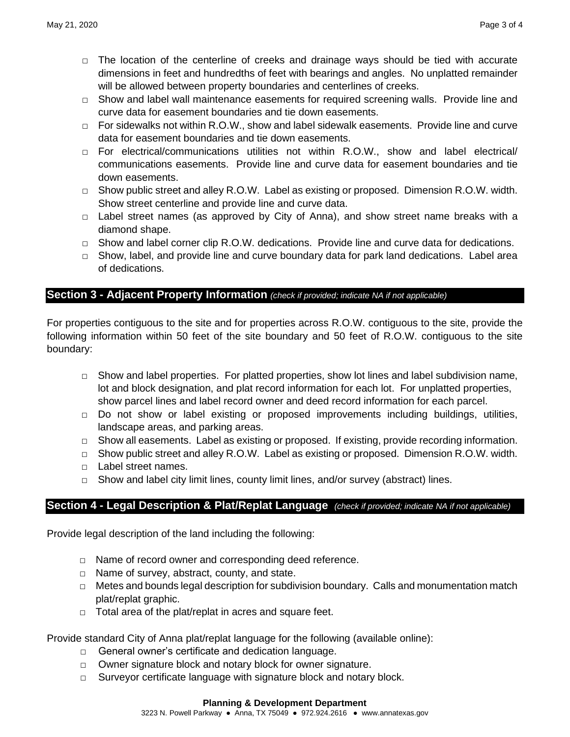- □ The location of the centerline of creeks and drainage ways should be tied with accurate dimensions in feet and hundredths of feet with bearings and angles. No unplatted remainder will be allowed between property boundaries and centerlines of creeks.
- □ Show and label wall maintenance easements for required screening walls. Provide line and curve data for easement boundaries and tie down easements.
- □ For sidewalks not within R.O.W., show and label sidewalk easements. Provide line and curve data for easement boundaries and tie down easements.
- □ For electrical/communications utilities not within R.O.W., show and label electrical/ communications easements. Provide line and curve data for easement boundaries and tie down easements.
- □ Show public street and alley R.O.W. Label as existing or proposed. Dimension R.O.W. width. Show street centerline and provide line and curve data.
- □ Label street names (as approved by City of Anna), and show street name breaks with a diamond shape.
- □ Show and label corner clip R.O.W. dedications. Provide line and curve data for dedications.
- □ Show, label, and provide line and curve boundary data for park land dedications. Label area of dedications.

## Section 3 - Adjacent Property Information *(check if provided; indicate NA if not applicable)*

For properties contiguous to the site and for properties across R.O.W. contiguous to the site, provide the following information within 50 feet of the site boundary and 50 feet of R.O.W. contiguous to the site boundary:

- □ Show and label properties. For platted properties, show lot lines and label subdivision name, lot and block designation, and plat record information for each lot. For unplatted properties, show parcel lines and label record owner and deed record information for each parcel.
- □ Do not show or label existing or proposed improvements including buildings, utilities, landscape areas, and parking areas.
- □ Show all easements. Label as existing or proposed. If existing, provide recording information.
- □ Show public street and alley R.O.W. Label as existing or proposed. Dimension R.O.W. width.
- □ Label street names.
- □ Show and label city limit lines, county limit lines, and/or survey (abstract) lines.

## Section 4 - Legal Description & Plat/Replat Language *(check if provided; indicate NA if not applicable)*

Provide legal description of the land including the following:

- □ Name of record owner and corresponding deed reference.
- □ Name of survey, abstract, county, and state.
- □ Metes and bounds legal description for subdivision boundary. Calls and monumentation match plat/replat graphic.
- □ Total area of the plat/replat in acres and square feet.

Provide standard City of Anna plat/replat language for the following (available online):

- □ General owner's certificate and dedication language.
- □ Owner signature block and notary block for owner signature.
- □ Surveyor certificate language with signature block and notary block.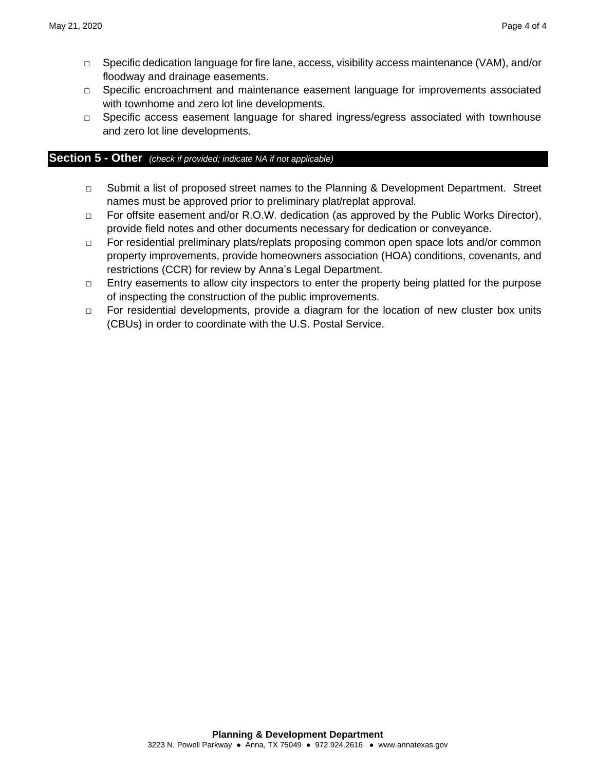- □ Specific dedication language for fire lane, access, visibility access maintenance (VAM), and/or floodway and drainage easements.
- □ Specific encroachment and maintenance easement language for improvements associated with townhome and zero lot line developments.
- □ Specific access easement language for shared ingress/egress associated with townhouse and zero lot line developments.

## Section 5 - Other *(check if provided; indicate NA if not applicable)*

- □ Submit a list of proposed street names to the Planning & Development Department. Street names must be approved prior to preliminary plat/replat approval.
- □ For offsite easement and/or R.O.W. dedication (as approved by the Public Works Director), provide field notes and other documents necessary for dedication or conveyance.
- □ For residential preliminary plats/replats proposing common open space lots and/or common property improvements, provide homeowners association (HOA) conditions, covenants, and restrictions (CCR) for review by Anna's Legal Department.
- □ Entry easements to allow city inspectors to enter the property being platted for the purpose of inspecting the construction of the public improvements.
- □ For residential developments, provide a diagram for the location of new cluster box units (CBUs) in order to coordinate with the U.S. Postal Service.